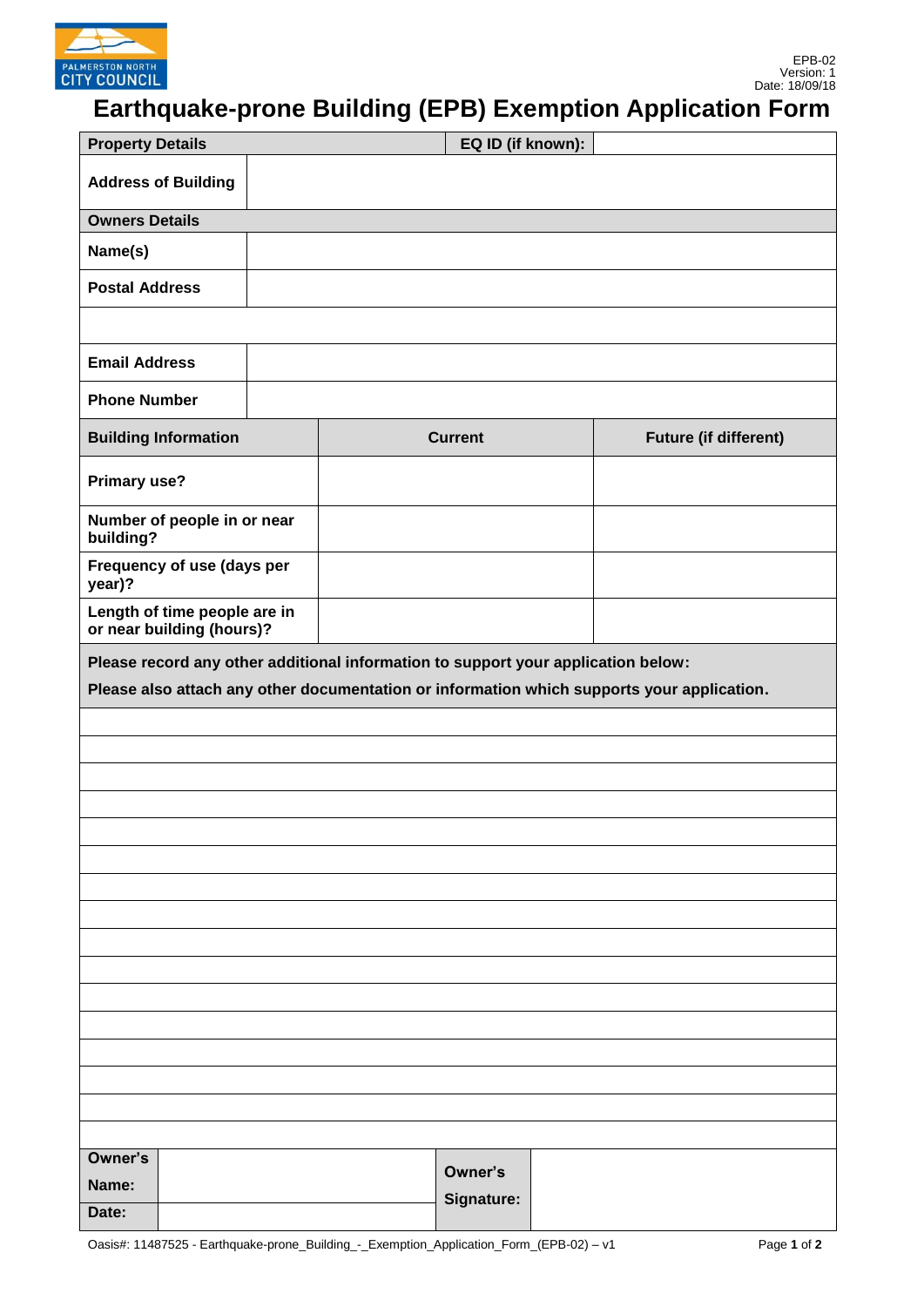# Earthquake-prone Building (EPB) Exemption Application Form

EPB-02
Version: 1
Date: 18/09/18

| **Property Details** | | **EQ ID (if known):** | |
|---|---|---|---|
| **Address of Building** | | | |
| **Owners Details** | | | |
| **Name(s)** | | | |
| **Postal Address** | | | |
| | | | |
| **Email Address** | | | |
| **Phone Number** | | | |

| **Building Information** | **Current** | **Future (if different)** |
|---|---|---|
| **Primary use?** | | |
| **Number of people in or near building?** | | |
| **Frequency of use (days per year)?** | | |
| **Length of time people are in or near building (hours)?** | | |

**Please record any other additional information to support your application below:**

**Please also attach any other documentation or information which supports your application.**

| | | | |
|---|---|---|---|
| **Owner's Name:** | | **Owner's Signature:** | |
| **Date:** | | | |

Oasis#: 11487525 - Earthquake-prone_Building_-_Exemption_Application_Form_(EPB-02) – v1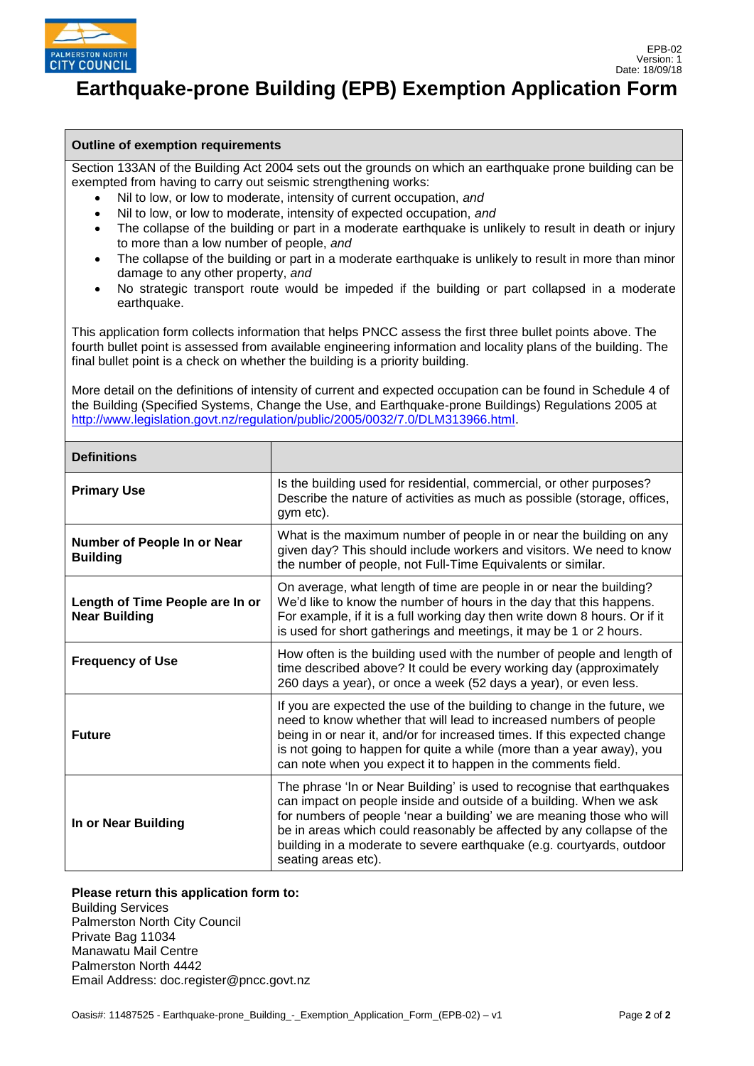EPB-02
Version: 1
Date: 18/09/18

# Earthquake-prone Building (EPB) Exemption Application Form

**Outline of exemption requirements**

Section 133AN of the Building Act 2004 sets out the grounds on which an earthquake prone building can be exempted from having to carry out seismic strengthening works:

- Nil to low, or low to moderate, intensity of current occupation, *and*
- Nil to low, or low to moderate, intensity of expected occupation, *and*
- The collapse of the building or part in a moderate earthquake is unlikely to result in death or injury to more than a low number of people, *and*
- The collapse of the building or part in a moderate earthquake is unlikely to result in more than minor damage to any other property, *and*
- No strategic transport route would be impeded if the building or part collapsed in a moderate earthquake.

This application form collects information that helps PNCC assess the first three bullet points above. The fourth bullet point is assessed from available engineering information and locality plans of the building. The final bullet point is a check on whether the building is a priority building.

More detail on the definitions of intensity of current and expected occupation can be found in Schedule 4 of the Building (Specified Systems, Change the Use, and Earthquake-prone Buildings) Regulations 2005 at http://www.legislation.govt.nz/regulation/public/2005/0032/7.0/DLM313966.html.

| **Definitions** | |
|---|---|
| **Primary Use** | Is the building used for residential, commercial, or other purposes? Describe the nature of activities as much as possible (storage, offices, gym etc). |
| **Number of People In or Near Building** | What is the maximum number of people in or near the building on any given day? This should include workers and visitors. We need to know the number of people, not Full-Time Equivalents or similar. |
| **Length of Time People are In or Near Building** | On average, what length of time are people in or near the building? We'd like to know the number of hours in the day that this happens. For example, if it is a full working day then write down 8 hours. Or if it is used for short gatherings and meetings, it may be 1 or 2 hours. |
| **Frequency of Use** | How often is the building used with the number of people and length of time described above? It could be every working day (approximately 260 days a year), or once a week (52 days a year), or even less. |
| **Future** | If you are expected the use of the building to change in the future, we need to know whether that will lead to increased numbers of people being in or near it, and/or for increased times. If this expected change is not going to happen for quite a while (more than a year away), you can note when you expect it to happen in the comments field. |
| **In or Near Building** | The phrase 'In or Near Building' is used to recognise that earthquakes can impact on people inside and outside of a building. When we ask for numbers of people 'near a building' we are meaning those who will be in areas which could reasonably be affected by any collapse of the building in a moderate to severe earthquake (e.g. courtyards, outdoor seating areas etc). |

**Please return this application form to:**
Building Services
Palmerston North City Council
Private Bag 11034
Manawatu Mail Centre
Palmerston North 4442
Email Address: doc.register@pncc.govt.nz